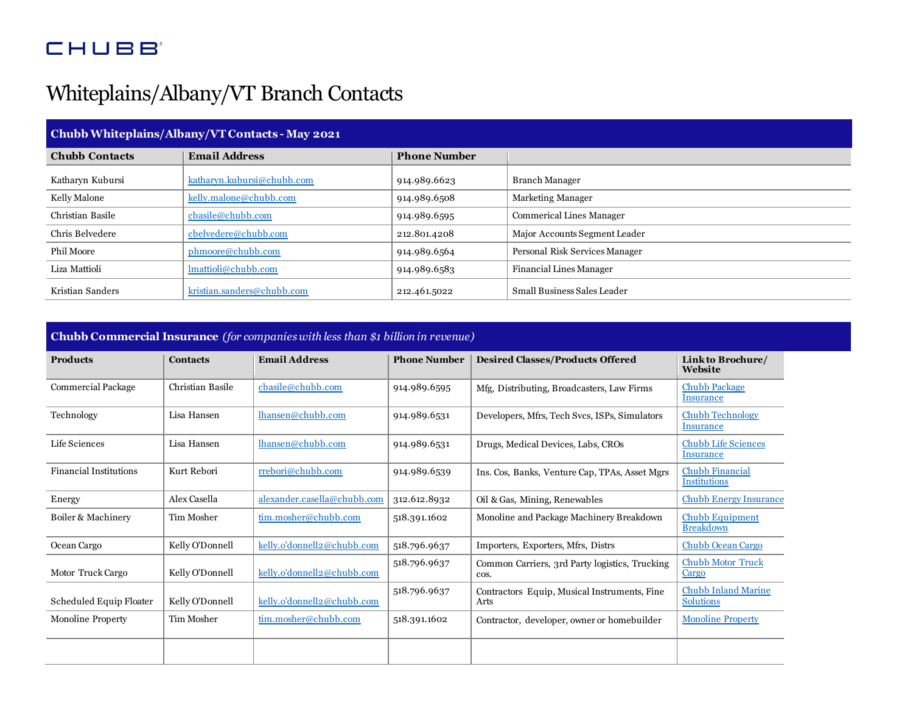CHUBB

# Whiteplains/Albany/VT Branch Contacts

| **Chubb Whiteplains/Albany/VT Contacts - May 2021** | | | |
|---|---|---|---|
| **Chubb Contacts** | **Email Address** | **Phone Number** | |
| Katharyn Kubursi | katharyn.kubursi@chubb.com | 914.989.6623 | Branch Manager |
| Kelly Malone | kelly.malone@chubb.com | 914.989.6508 | Marketing Manager |
| Christian Basile | cbasile@chubb.com | 914.989.6595 | Commerical Lines Manager |
| Chris Belvedere | cbelvedere@chubb.com | 212.801.4208 | Major Accounts Segment Leader |
| Phil Moore | phmoore@chubb.com | 914.989.6564 | Personal Risk Services Manager |
| Liza Mattioli | lmattioli@chubb.com | 914.989.6583 | Financial Lines Manager |
| Kristian Sanders | kristian.sanders@chubb.com | 212.461.5022 | Small Business Sales Leader |

| **Chubb Commercial Insurance** *(for companies with less than $1 billion in revenue)* | | | | | |
|---|---|---|---|---|---|
| **Products** | **Contacts** | **Email Address** | **Phone Number** | **Desired Classes/Products Offered** | **Link to Brochure/ Website** |
| Commercial Package | Christian Basile | cbasile@chubb.com | 914.989.6595 | Mfg, Distributing, Broadcasters, Law Firms | Chubb Package Insurance |
| Technology | Lisa Hansen | lhansen@chubb.com | 914.989.6531 | Developers, Mfrs, Tech Svcs, ISPs, Simulators | Chubb Technology Insurance |
| Life Sciences | Lisa Hansen | lhansen@chubb.com | 914.989.6531 | Drugs, Medical Devices, Labs, CROs | Chubb Life Sciences Insurance |
| Financial Institutions | Kurt Rebori | rrebori@chubb.com | 914.989.6539 | Ins. Cos, Banks, Venture Cap, TPAs, Asset Mgrs | Chubb Financial Institutions |
| Energy | Alex Casella | alexander.casella@chubb.com | 312.612.8932 | Oil & Gas, Mining, Renewables | Chubb Energy Insurance |
| Boiler & Machinery | Tim Mosher | tim.mosher@chubb.com | 518.391.1602 | Monoline and Package Machinery Breakdown | Chubb Equipment Breakdown |
| Ocean Cargo | Kelly O'Donnell | kelly.o'donnell2@chubb.com | 518.796.9637 | Importers, Exporters, Mfrs, Distrs | Chubb Ocean Cargo |
| Motor Truck Cargo | Kelly O'Donnell | kelly.o'donnell2@chubb.com | 518.796.9637 | Common Carriers, 3rd Party logistics, Trucking cos. | Chubb Motor Truck Cargo |
| Scheduled Equip Floater | Kelly O'Donnell | kelly.o'donnell2@chubb.com | 518.796.9637 | Contractors Equip, Musical Instruments, Fine Arts | Chubb Inland Marine Solutions |
| Monoline Property | Tim Mosher | tim.mosher@chubb.com | 518.391.1602 | Contractor, developer, owner or homebuilder | Monoline Property |
| | | | | | |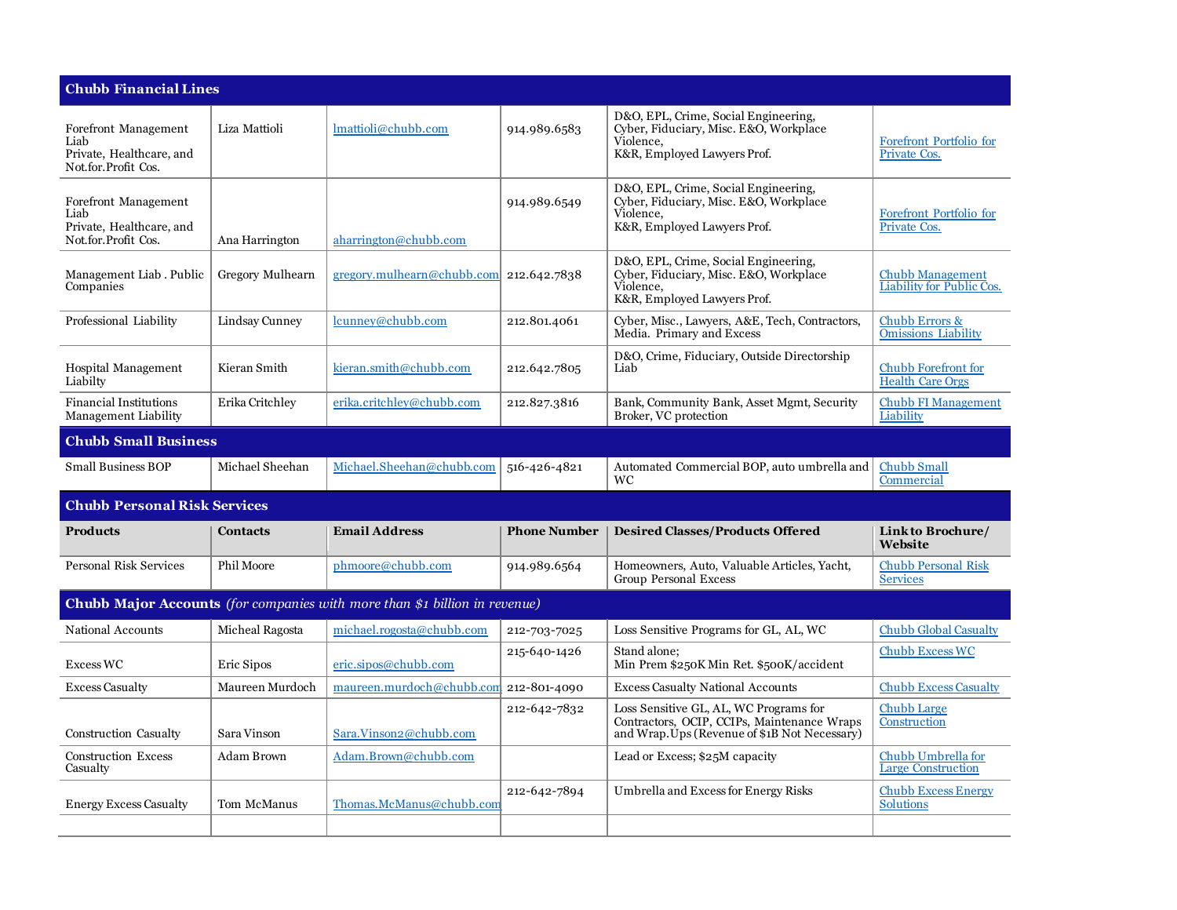| **Chubb Financial Lines** | | | | | |
|---|---|---|---|---|---|
| Forefront Management Liab Private, Healthcare, and Not.for.Profit Cos. | Liza Mattioli | lmattioli@chubb.com | 914.989.6583 | D&O, EPL, Crime, Social Engineering, Cyber, Fiduciary, Misc. E&O, Workplace Violence, K&R, Employed Lawyers Prof. | Forefront Portfolio for Private Cos. |
| Forefront Management Liab Private, Healthcare, and Not.for.Profit Cos. | Ana Harrington | aharrington@chubb.com | 914.989.6549 | D&O, EPL, Crime, Social Engineering, Cyber, Fiduciary, Misc. E&O, Workplace Violence, K&R, Employed Lawyers Prof. | Forefront Portfolio for Private Cos. |
| Management Liab . Public Companies | Gregory Mulhearn | gregory.mulhearn@chubb.com | 212.642.7838 | D&O, EPL, Crime, Social Engineering, Cyber, Fiduciary, Misc. E&O, Workplace Violence, K&R, Employed Lawyers Prof. | Chubb Management Liability for Public Cos. |
| Professional Liability | Lindsay Cunney | lcunney@chubb.com | 212.801.4061 | Cyber, Misc., Lawyers, A&E, Tech, Contractors, Media. Primary and Excess | Chubb Errors & Omissions Liability |
| Hospital Management Liabilty | Kieran Smith | kieran.smith@chubb.com | 212.642.7805 | D&O, Crime, Fiduciary, Outside Directorship Liab | Chubb Forefront for Health Care Orgs |
| Financial Institutions Management Liability | Erika Critchley | erika.critchley@chubb.com | 212.827.3816 | Bank, Community Bank, Asset Mgmt, Security Broker, VC protection | Chubb FI Management Liability |
| **Chubb Small Business** | | | | | |
| Small Business BOP | Michael Sheehan | Michael.Sheehan@chubb.com | 516-426-4821 | Automated Commercial BOP, auto umbrella and WC | Chubb Small Commercial |
| **Chubb Personal Risk Services** | | | | | |
| **Products** | **Contacts** | **Email Address** | **Phone Number** | **Desired Classes/Products Offered** | **Link to Brochure/ Website** |
| Personal Risk Services | Phil Moore | phmoore@chubb.com | 914.989.6564 | Homeowners, Auto, Valuable Articles, Yacht, Group Personal Excess | Chubb Personal Risk Services |
| **Chubb Major Accounts** *(for companies with more than $1 billion in revenue)* | | | | | |
| National Accounts | Micheal Ragosta | michael.rogosta@chubb.com | 212-703-7025 | Loss Sensitive Programs for GL, AL, WC | Chubb Global Casualty |
| Excess WC | Eric Sipos | eric.sipos@chubb.com | 215-640-1426 | Stand alone; Min Prem $250K Min Ret. $500K/accident | Chubb Excess WC |
| Excess Casualty | Maureen Murdoch | maureen.murdoch@chubb.com | 212-801-4090 | Excess Casualty National Accounts | Chubb Excess Casualty |
| Construction Casualty | Sara Vinson | Sara.Vinson2@chubb.com | 212-642-7832 | Loss Sensitive GL, AL, WC Programs for Contractors, OCIP, CCIPs, Maintenance Wraps and Wrap.Ups (Revenue of $1B Not Necessary) | Chubb Large Construction |
| Construction Excess Casualty | Adam Brown | Adam.Brown@chubb.com | | Lead or Excess; $25M capacity | Chubb Umbrella for Large Construction |
| Energy Excess Casualty | Tom McManus | Thomas.McManus@chubb.com | 212-642-7894 | Umbrella and Excess for Energy Risks | Chubb Excess Energy Solutions |
| | | | | | |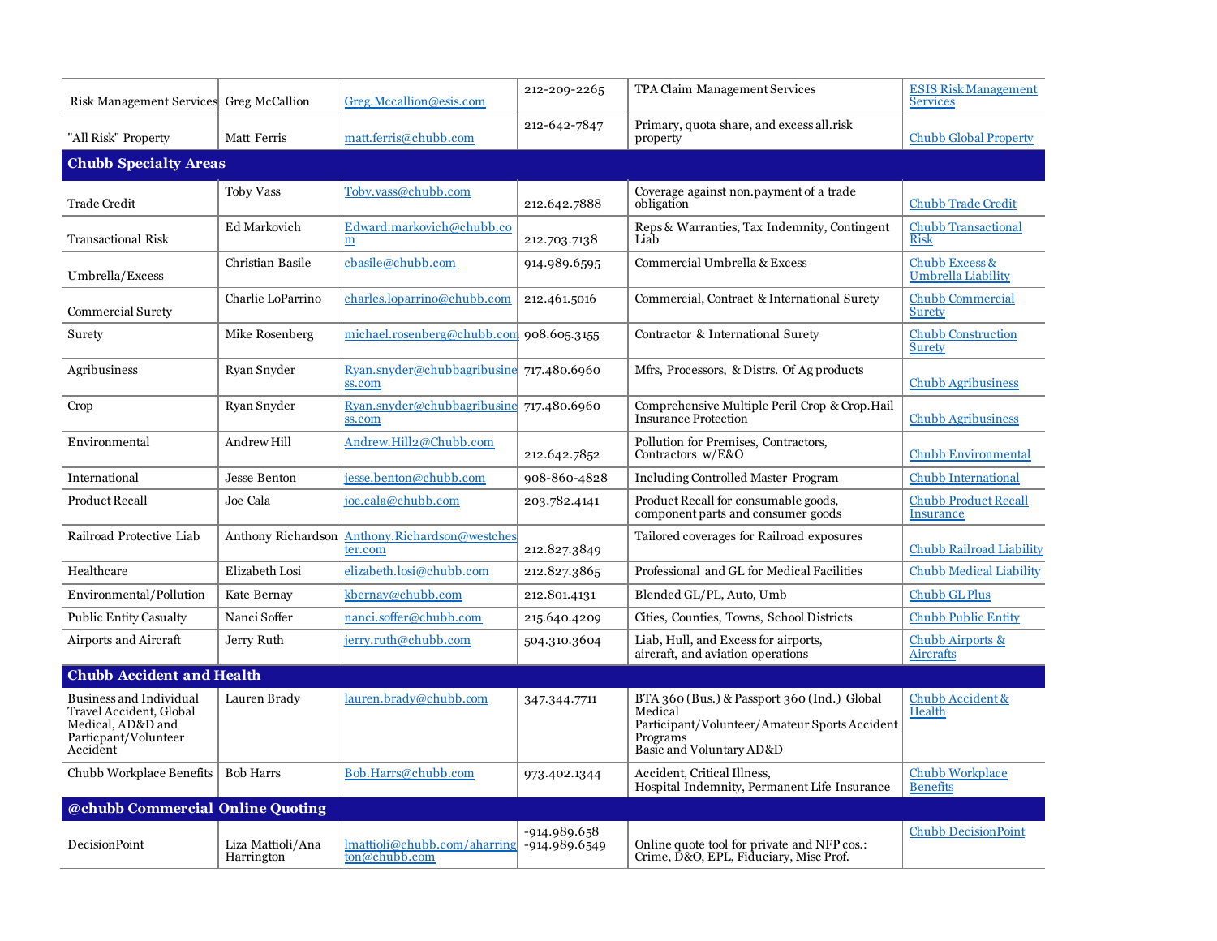| | | | | | |
|---|---|---|---|---|---|
| Risk Management Services | Greg McCallion | Greg.Mccallion@esis.com | 212-209-2265 | TPA Claim Management Services | ESIS Risk Management Services |
| "All Risk" Property | Matt Ferris | matt.ferris@chubb.com | 212-642-7847 | Primary, quota share, and excess all.risk property | Chubb Global Property |
| **Chubb Specialty Areas** | | | | | |
| Trade Credit | Toby Vass | Toby.vass@chubb.com | 212.642.7888 | Coverage against non.payment of a trade obligation | Chubb Trade Credit |
| Transactional Risk | Ed Markovich | Edward.markovich@chubb.com | 212.703.7138 | Reps & Warranties, Tax Indemnity, Contingent Liab | Chubb Transactional Risk |
| Umbrella/Excess | Christian Basile | cbasile@chubb.com | 914.989.6595 | Commercial Umbrella & Excess | Chubb Excess & Umbrella Liability |
| Commercial Surety | Charlie LoParrino | charles.loparrino@chubb.com | 212.461.5016 | Commercial, Contract & International Surety | Chubb Commercial Surety |
| Surety | Mike Rosenberg | michael.rosenberg@chubb.com | 908.605.3155 | Contractor & International Surety | Chubb Construction Surety |
| Agribusiness | Ryan Snyder | Ryan.snyder@chubbagribusiness.com | 717.480.6960 | Mfrs, Processors, & Distrs. Of Ag products | Chubb Agribusiness |
| Crop | Ryan Snyder | Ryan.snyder@chubbagribusiness.com | 717.480.6960 | Comprehensive Multiple Peril Crop & Crop.Hail Insurance Protection | Chubb Agribusiness |
| Environmental | Andrew Hill | Andrew.Hill2@Chubb.com | 212.642.7852 | Pollution for Premises, Contractors, Contractors w/E&O | Chubb Environmental |
| International | Jesse Benton | jesse.benton@chubb.com | 908-860-4828 | Including Controlled Master Program | Chubb International |
| Product Recall | Joe Cala | joe.cala@chubb.com | 203.782.4141 | Product Recall for consumable goods, component parts and consumer goods | Chubb Product Recall Insurance |
| Railroad Protective Liab | Anthony Richardson | Anthony.Richardson@westchester.com | 212.827.3849 | Tailored coverages for Railroad exposures | Chubb Railroad Liability |
| Healthcare | Elizabeth Losi | elizabeth.losi@chubb.com | 212.827.3865 | Professional and GL for Medical Facilities | Chubb Medical Liability |
| Environmental/Pollution | Kate Bernay | kbernay@chubb.com | 212.801.4131 | Blended GL/PL, Auto, Umb | Chubb GL Plus |
| Public Entity Casualty | Nanci Soffer | nanci.soffer@chubb.com | 215.640.4209 | Cities, Counties, Towns, School Districts | Chubb Public Entity |
| Airports and Aircraft | Jerry Ruth | jerry.ruth@chubb.com | 504.310.3604 | Liab, Hull, and Excess for airports, aircraft, and aviation operations | Chubb Airports & Aircrafts |
| **Chubb Accident and Health** | | | | | |
| Business and Individual Travel Accident, Global Medical, AD&D and Particpant/Volunteer Accident | Lauren Brady | lauren.brady@chubb.com | 347.344.7711 | BTA 360 (Bus.) & Passport 360 (Ind.) Global Medical<br>Participant/Volunteer/Amateur Sports Accident Programs<br>Basic and Voluntary AD&D | Chubb Accident & Health |
| Chubb Workplace Benefits | Bob Harrs | Bob.Harrs@chubb.com | 973.402.1344 | Accident, Critical Illness,<br>Hospital Indemnity, Permanent Life Insurance | Chubb Workplace Benefits |
| **@chubb Commercial Online Quoting** | | | | | |
| DecisionPoint | Liza Mattioli/Ana Harrington | lmattioli@chubb.com/aharrington@chubb.com | -914.989.658<br>-914.989.6549 | Online quote tool for private and NFP cos.: Crime, D&O, EPL, Fiduciary, Misc Prof. | Chubb DecisionPoint |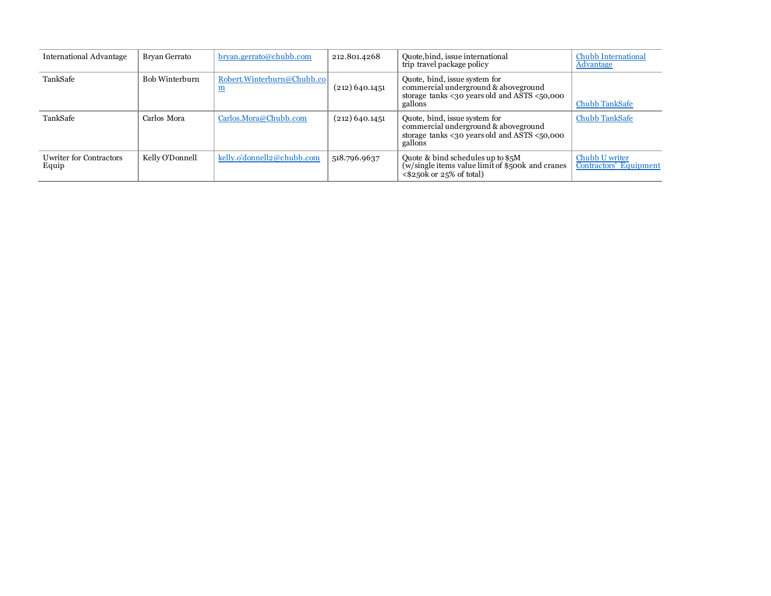| | | | | | |
|---|---|---|---|---|---|
| International Advantage | Bryan Gerrato | bryan.gerrato@chubb.com | 212.801.4268 | Quote,bind, issue international trip travel package policy | Chubb International Advantage |
| TankSafe | Bob Winterburn | Robert.Winterburn@Chubb.com | (212) 640.1451 | Quote, bind, issue system for commercial underground & aboveground storage tanks <30 years old and ASTS <50,000 gallons | Chubb TankSafe |
| TankSafe | Carlos Mora | Carlos.Mora@Chubb.com | (212) 640.1451 | Quote, bind, issue system for commercial underground & aboveground storage tanks <30 years old and ASTS <50,000 gallons | Chubb TankSafe |
| Uwriter for Contractors Equip | Kelly O'Donnell | kelly.o'donnell2@chubb.com | 518.796.9637 | Quote & bind schedules up to $5M (w/single items value limit of $500k and cranes <$250k or 25% of total) | Chubb U writer Contractors' Equipment |